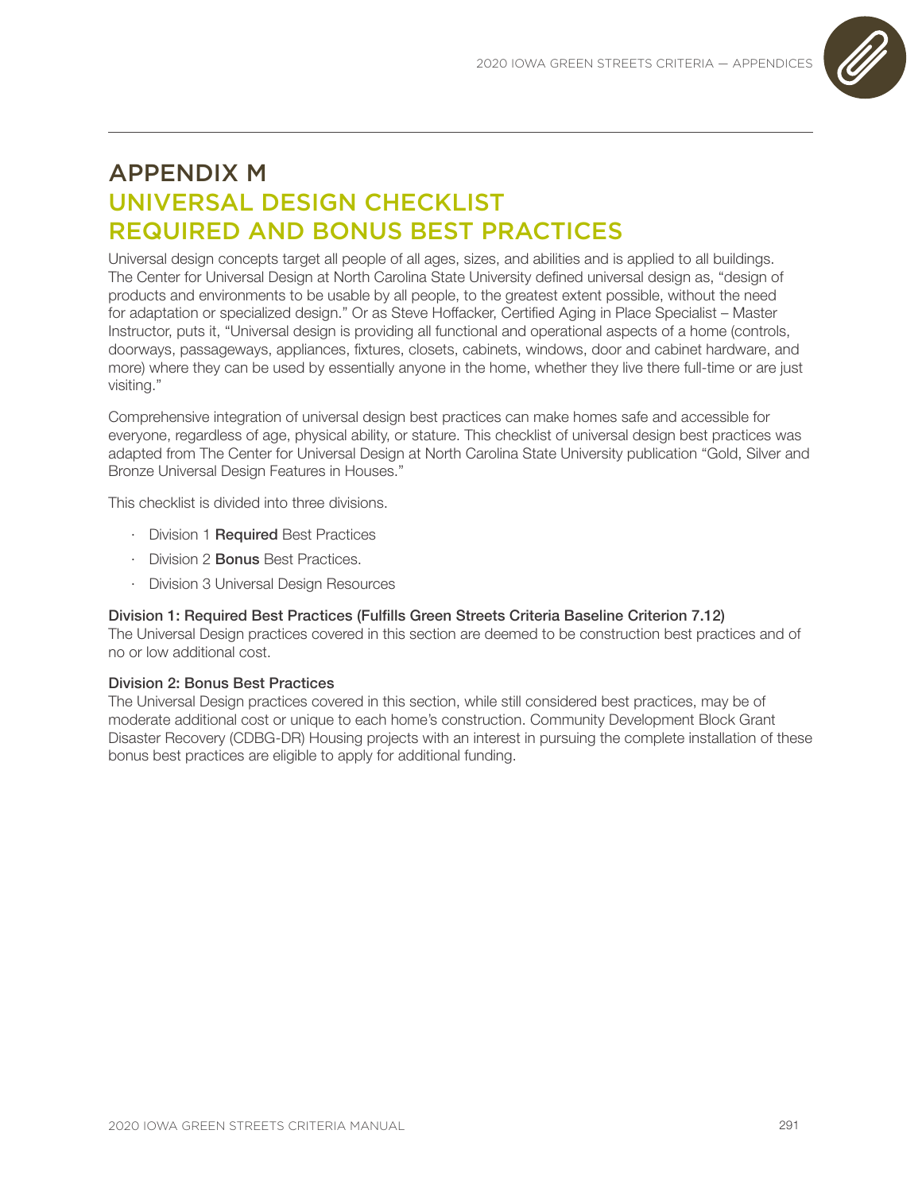# APPENDIX M

## UNIVERSAL DESIGN CHECKLIST REQUIRED AND BONUS BEST PRACTICES

Universal design concepts target all people of all ages, sizes, and abilities and is applied to all buildings. The Center for Universal Design at North Carolina State University defined universal design as, "design of products and environments to be usable by all people, to the greatest extent possible, without the need for adaptation or specialized design." Or as Steve Hoffacker, Certified Aging in Place Specialist – Master Instructor, puts it, "Universal design is providing all functional and operational aspects of a home (controls, doorways, passageways, appliances, fixtures, closets, cabinets, windows, door and cabinet hardware, and more) where they can be used by essentially anyone in the home, whether they live there full-time or are just visiting."

Comprehensive integration of universal design best practices can make homes safe and accessible for everyone, regardless of age, physical ability, or stature. This checklist of universal design best practices was adapted from The Center for Universal Design at North Carolina State University publication "Gold, Silver and Bronze Universal Design Features in Houses."

This checklist is divided into three divisions.

- Division 1 **Required** Best Practices
- Division 2 **Bonus** Best Practices.
- Division 3 Universal Design Resources

**Division 1: Required Best Practices (Fulfills Green Streets Criteria Baseline Criterion 7.12)**

The Universal Design practices covered in this section are deemed to be construction best practices and of no or low additional cost.

**Division 2: Bonus Best Practices**

The Universal Design practices covered in this section, while still considered best practices, may be of moderate additional cost or unique to each home's construction. Community Development Block Grant Disaster Recovery (CDBG-DR) Housing projects with an interest in pursuing the complete installation of these bonus best practices are eligible to apply for additional funding.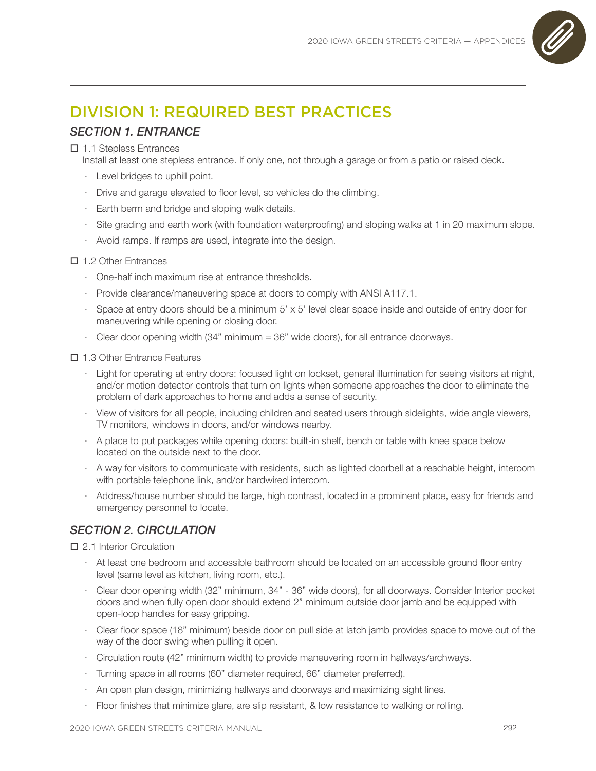# DIVISION 1: REQUIRED BEST PRACTICES

## *SECTION 1. ENTRANCE*

☐ 1.1 Stepless Entrances

Install at least one stepless entrance. If only one, not through a garage or from a patio or raised deck.

- Level bridges to uphill point.
- Drive and garage elevated to floor level, so vehicles do the climbing.
- Earth berm and bridge and sloping walk details.
- Site grading and earth work (with foundation waterproofing) and sloping walks at 1 in 20 maximum slope.
- Avoid ramps. If ramps are used, integrate into the design.

☐ 1.2 Other Entrances

- One-half inch maximum rise at entrance thresholds.
- Provide clearance/maneuvering space at doors to comply with ANSI A117.1.
- Space at entry doors should be a minimum 5' x 5' level clear space inside and outside of entry door for maneuvering while opening or closing door.
- Clear door opening width (34" minimum = 36" wide doors), for all entrance doorways.

☐ 1.3 Other Entrance Features

- Light for operating at entry doors: focused light on lockset, general illumination for seeing visitors at night, and/or motion detector controls that turn on lights when someone approaches the door to eliminate the problem of dark approaches to home and adds a sense of security.
- View of visitors for all people, including children and seated users through sidelights, wide angle viewers, TV monitors, windows in doors, and/or windows nearby.
- A place to put packages while opening doors: built-in shelf, bench or table with knee space below located on the outside next to the door.
- A way for visitors to communicate with residents, such as lighted doorbell at a reachable height, intercom with portable telephone link, and/or hardwired intercom.
- Address/house number should be large, high contrast, located in a prominent place, easy for friends and emergency personnel to locate.

## *SECTION 2. CIRCULATION*

☐ 2.1 Interior Circulation

- At least one bedroom and accessible bathroom should be located on an accessible ground floor entry level (same level as kitchen, living room, etc.).
- Clear door opening width (32" minimum, 34" - 36" wide doors), for all doorways. Consider Interior pocket doors and when fully open door should extend 2" minimum outside door jamb and be equipped with open-loop handles for easy gripping.
- Clear floor space (18" minimum) beside door on pull side at latch jamb provides space to move out of the way of the door swing when pulling it open.
- Circulation route (42" minimum width) to provide maneuvering room in hallways/archways.
- Turning space in all rooms (60" diameter required, 66" diameter preferred).
- An open plan design, minimizing hallways and doorways and maximizing sight lines.
- Floor finishes that minimize glare, are slip resistant, & low resistance to walking or rolling.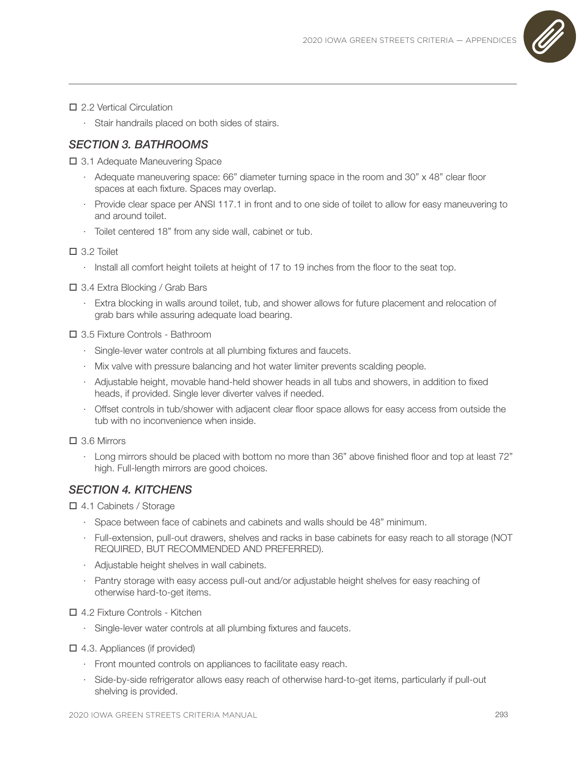☐ 2.2 Vertical Circulation

- Stair handrails placed on both sides of stairs.

## *SECTION 3. BATHROOMS*

☐ 3.1 Adequate Maneuvering Space

- Adequate maneuvering space: 66" diameter turning space in the room and 30" x 48" clear floor spaces at each fixture. Spaces may overlap.
- Provide clear space per ANSI 117.1 in front and to one side of toilet to allow for easy maneuvering to and around toilet.
- Toilet centered 18" from any side wall, cabinet or tub.

☐ 3.2 Toilet

- Install all comfort height toilets at height of 17 to 19 inches from the floor to the seat top.

☐ 3.4 Extra Blocking / Grab Bars

- Extra blocking in walls around toilet, tub, and shower allows for future placement and relocation of grab bars while assuring adequate load bearing.

☐ 3.5 Fixture Controls - Bathroom

- Single-lever water controls at all plumbing fixtures and faucets.
- Mix valve with pressure balancing and hot water limiter prevents scalding people.
- Adjustable height, movable hand-held shower heads in all tubs and showers, in addition to fixed heads, if provided. Single lever diverter valves if needed.
- Offset controls in tub/shower with adjacent clear floor space allows for easy access from outside the tub with no inconvenience when inside.

☐ 3.6 Mirrors

- Long mirrors should be placed with bottom no more than 36" above finished floor and top at least 72" high. Full-length mirrors are good choices.

## *SECTION 4. KITCHENS*

☐ 4.1 Cabinets / Storage

- Space between face of cabinets and cabinets and walls should be 48" minimum.
- Full-extension, pull-out drawers, shelves and racks in base cabinets for easy reach to all storage (NOT REQUIRED, BUT RECOMMENDED AND PREFERRED).
- Adjustable height shelves in wall cabinets.
- Pantry storage with easy access pull-out and/or adjustable height shelves for easy reaching of otherwise hard-to-get items.

☐ 4.2 Fixture Controls - Kitchen

- Single-lever water controls at all plumbing fixtures and faucets.

☐ 4.3. Appliances (if provided)

- Front mounted controls on appliances to facilitate easy reach.
- Side-by-side refrigerator allows easy reach of otherwise hard-to-get items, particularly if pull-out shelving is provided.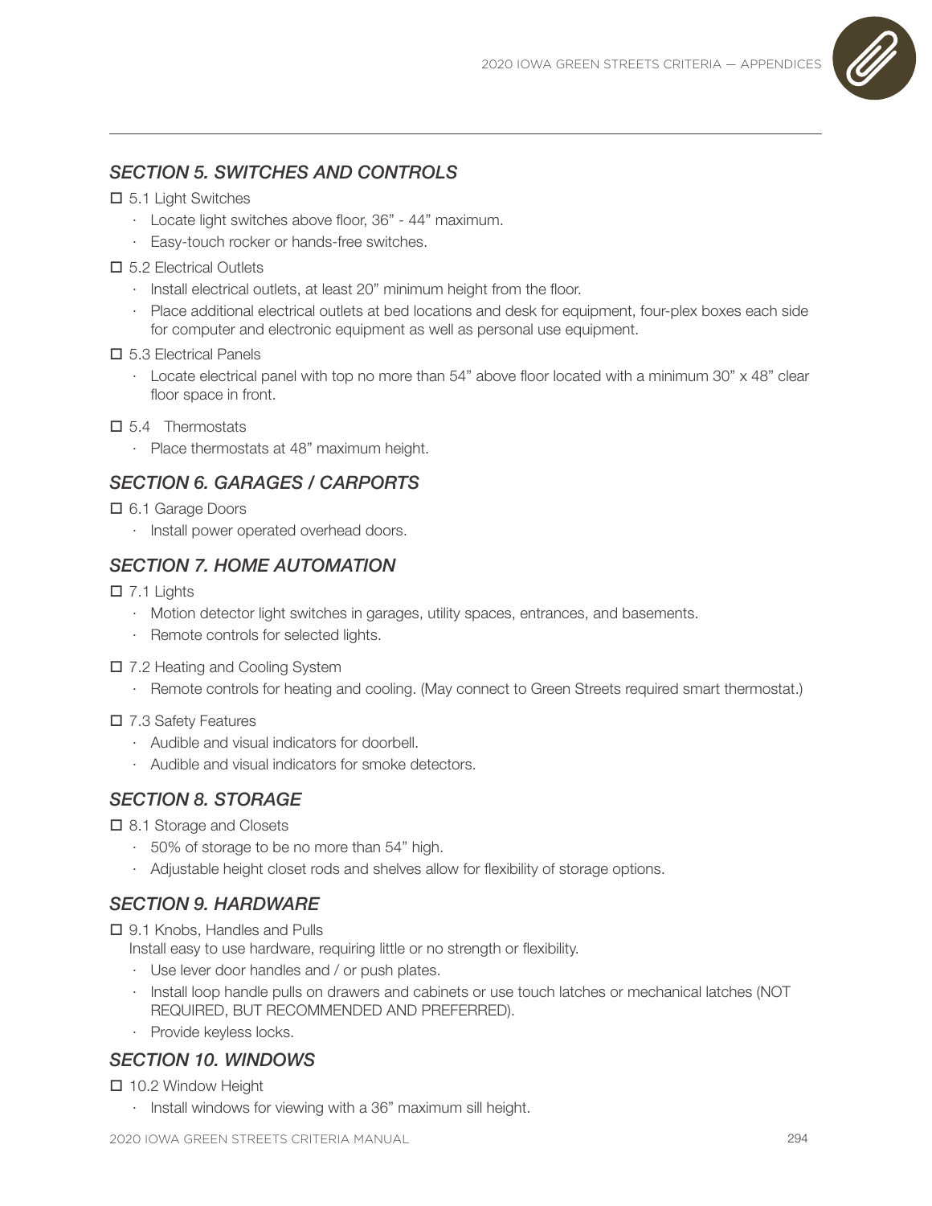## *SECTION 5. SWITCHES AND CONTROLS*

☐ 5.1 Light Switches

- Locate light switches above floor, 36" - 44" maximum.
- Easy-touch rocker or hands-free switches.

☐ 5.2 Electrical Outlets

- Install electrical outlets, at least 20" minimum height from the floor.
- Place additional electrical outlets at bed locations and desk for equipment, four-plex boxes each side for computer and electronic equipment as well as personal use equipment.

☐ 5.3 Electrical Panels

- Locate electrical panel with top no more than 54" above floor located with a minimum 30" x 48" clear floor space in front.

☐ 5.4 Thermostats

- Place thermostats at 48" maximum height.

## *SECTION 6. GARAGES / CARPORTS*

☐ 6.1 Garage Doors

- Install power operated overhead doors.

## *SECTION 7. HOME AUTOMATION*

☐ 7.1 Lights

- Motion detector light switches in garages, utility spaces, entrances, and basements.
- Remote controls for selected lights.

☐ 7.2 Heating and Cooling System

- Remote controls for heating and cooling. (May connect to Green Streets required smart thermostat.)

☐ 7.3 Safety Features

- Audible and visual indicators for doorbell.
- Audible and visual indicators for smoke detectors.

## *SECTION 8. STORAGE*

☐ 8.1 Storage and Closets

- 50% of storage to be no more than 54" high.
- Adjustable height closet rods and shelves allow for flexibility of storage options.

## *SECTION 9. HARDWARE*

☐ 9.1 Knobs, Handles and Pulls

Install easy to use hardware, requiring little or no strength or flexibility.

- Use lever door handles and / or push plates.
- Install loop handle pulls on drawers and cabinets or use touch latches or mechanical latches (NOT REQUIRED, BUT RECOMMENDED AND PREFERRED).
- Provide keyless locks.

## *SECTION 10. WINDOWS*

☐ 10.2 Window Height

- Install windows for viewing with a 36" maximum sill height.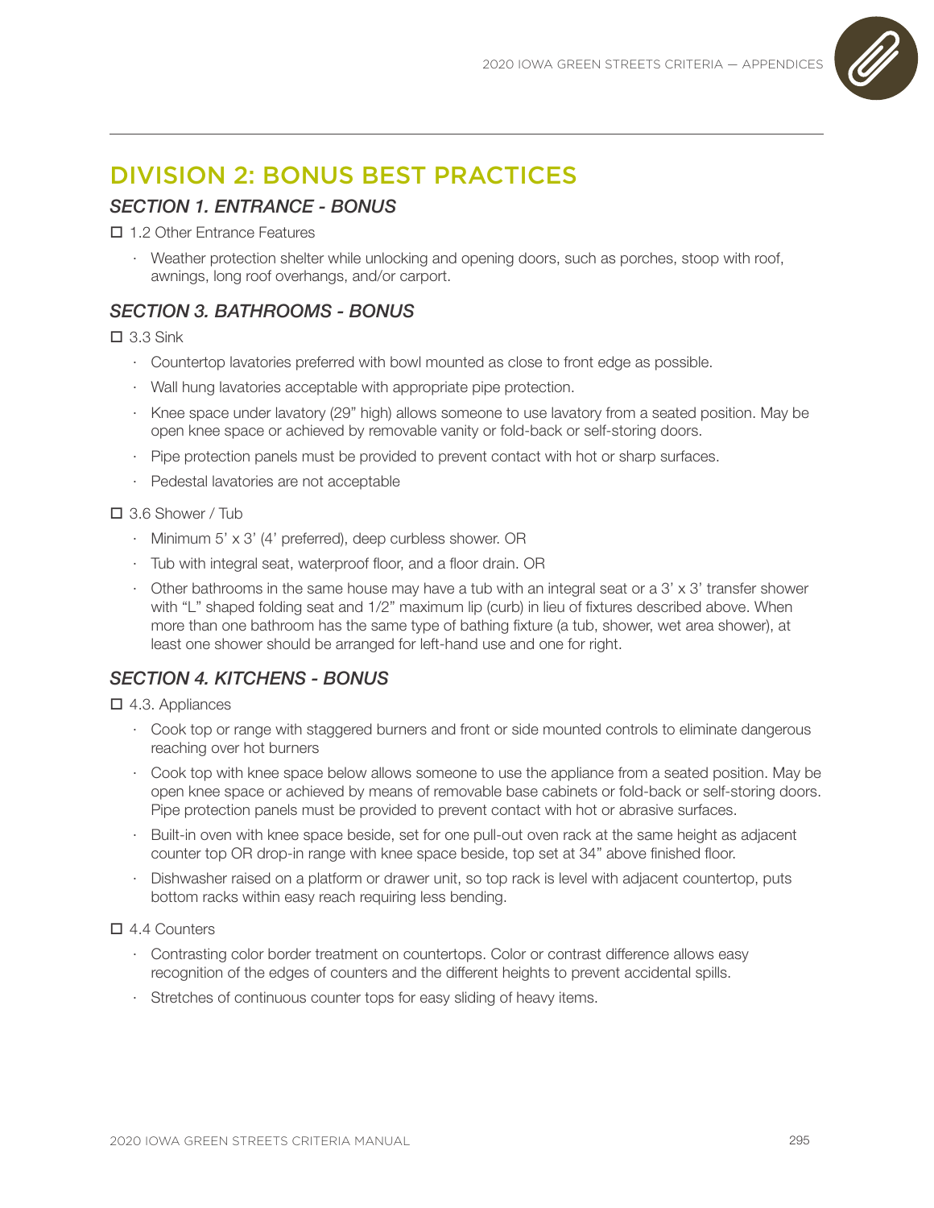# DIVISION 2: BONUS BEST PRACTICES

## *SECTION 1. ENTRANCE - BONUS*

☐ 1.2 Other Entrance Features

- Weather protection shelter while unlocking and opening doors, such as porches, stoop with roof, awnings, long roof overhangs, and/or carport.

## *SECTION 3. BATHROOMS - BONUS*

☐ 3.3 Sink

- Countertop lavatories preferred with bowl mounted as close to front edge as possible.
- Wall hung lavatories acceptable with appropriate pipe protection.
- Knee space under lavatory (29" high) allows someone to use lavatory from a seated position. May be open knee space or achieved by removable vanity or fold-back or self-storing doors.
- Pipe protection panels must be provided to prevent contact with hot or sharp surfaces.
- Pedestal lavatories are not acceptable

☐ 3.6 Shower / Tub

- Minimum 5' x 3' (4' preferred), deep curbless shower. OR
- Tub with integral seat, waterproof floor, and a floor drain. OR
- Other bathrooms in the same house may have a tub with an integral seat or a 3' x 3' transfer shower with "L" shaped folding seat and 1/2" maximum lip (curb) in lieu of fixtures described above. When more than one bathroom has the same type of bathing fixture (a tub, shower, wet area shower), at least one shower should be arranged for left-hand use and one for right.

## *SECTION 4. KITCHENS - BONUS*

☐ 4.3. Appliances

- Cook top or range with staggered burners and front or side mounted controls to eliminate dangerous reaching over hot burners
- Cook top with knee space below allows someone to use the appliance from a seated position. May be open knee space or achieved by means of removable base cabinets or fold-back or self-storing doors. Pipe protection panels must be provided to prevent contact with hot or abrasive surfaces.
- Built-in oven with knee space beside, set for one pull-out oven rack at the same height as adjacent counter top OR drop-in range with knee space beside, top set at 34" above finished floor.
- Dishwasher raised on a platform or drawer unit, so top rack is level with adjacent countertop, puts bottom racks within easy reach requiring less bending.

☐ 4.4 Counters

- Contrasting color border treatment on countertops. Color or contrast difference allows easy recognition of the edges of counters and the different heights to prevent accidental spills.
- Stretches of continuous counter tops for easy sliding of heavy items.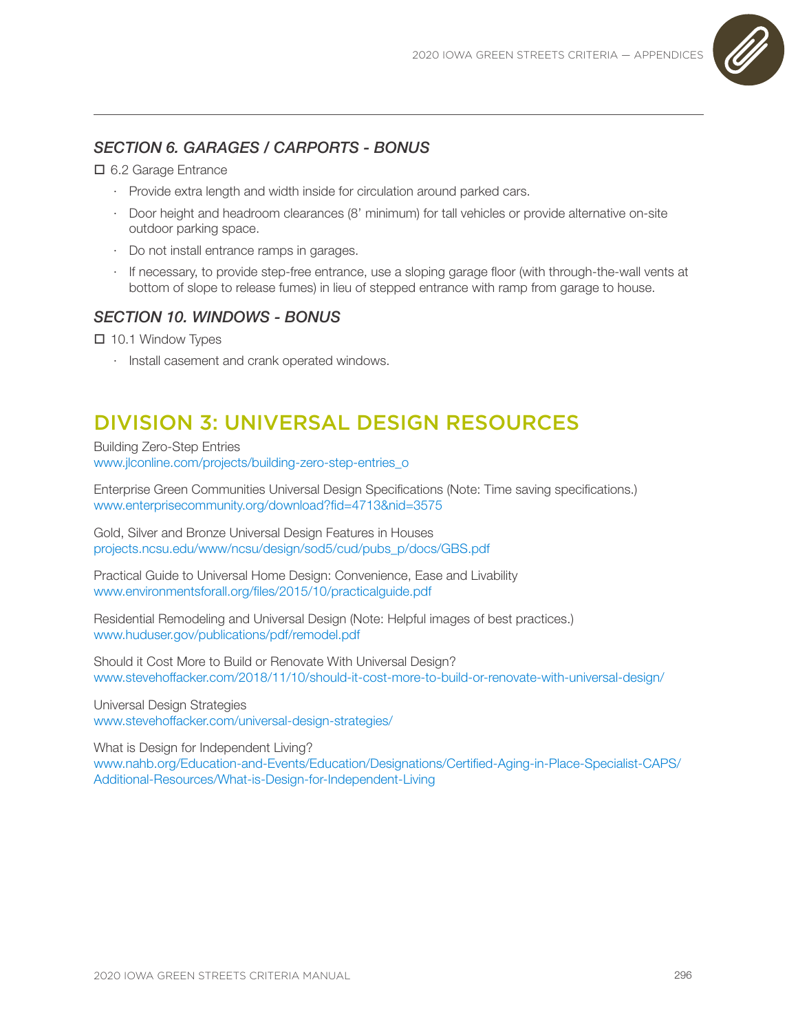### *SECTION 6. GARAGES / CARPORTS - BONUS*

☐ 6.2 Garage Entrance

- Provide extra length and width inside for circulation around parked cars.
- Door height and headroom clearances (8' minimum) for tall vehicles or provide alternative on-site outdoor parking space.
- Do not install entrance ramps in garages.
- If necessary, to provide step-free entrance, use a sloping garage floor (with through-the-wall vents at bottom of slope to release fumes) in lieu of stepped entrance with ramp from garage to house.

### *SECTION 10. WINDOWS - BONUS*

☐ 10.1 Window Types

- Install casement and crank operated windows.

## DIVISION 3: UNIVERSAL DESIGN RESOURCES

Building Zero-Step Entries
www.jlconline.com/projects/building-zero-step-entries_o

Enterprise Green Communities Universal Design Specifications (Note: Time saving specifications.)
www.enterprisecommunity.org/download?fid=4713&nid=3575

Gold, Silver and Bronze Universal Design Features in Houses
projects.ncsu.edu/www/ncsu/design/sod5/cud/pubs_p/docs/GBS.pdf

Practical Guide to Universal Home Design: Convenience, Ease and Livability
www.environmentsforall.org/files/2015/10/practicalguide.pdf

Residential Remodeling and Universal Design (Note: Helpful images of best practices.)
www.huduser.gov/publications/pdf/remodel.pdf

Should it Cost More to Build or Renovate With Universal Design?
www.stevehoffacker.com/2018/11/10/should-it-cost-more-to-build-or-renovate-with-universal-design/

Universal Design Strategies
www.stevehoffacker.com/universal-design-strategies/

What is Design for Independent Living?
www.nahb.org/Education-and-Events/Education/Designations/Certified-Aging-in-Place-Specialist-CAPS/Additional-Resources/What-is-Design-for-Independent-Living